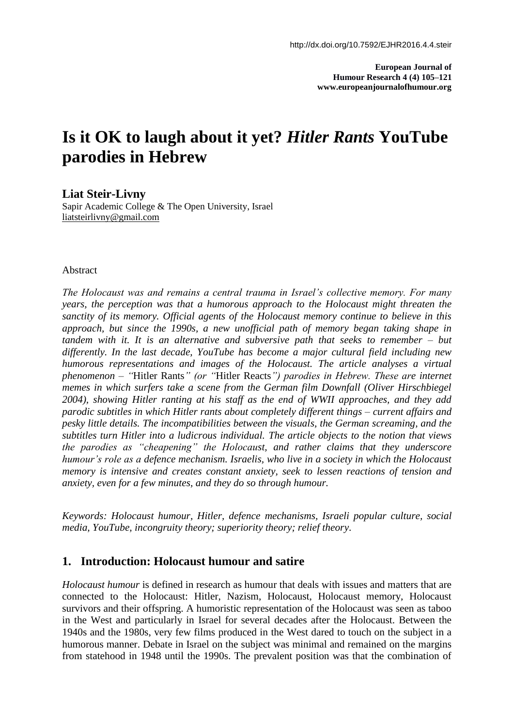http://dx.doi.org/10.7592/EJHR2016.4.4.steir

**European Journal of Humour Research 4 (4) 105–121**
**www.europeanjournalofhumour.org**

# Is it OK to laugh about it yet? *Hitler Rants* YouTube parodies in Hebrew

**Liat Steir-Livny**
Sapir Academic College & The Open University, Israel
liatsteirlivny@gmail.com

Abstract

*The Holocaust was and remains a central trauma in Israel's collective memory. For many years, the perception was that a humorous approach to the Holocaust might threaten the sanctity of its memory. Official agents of the Holocaust memory continue to believe in this approach, but since the 1990s, a new unofficial path of memory began taking shape in tandem with it. It is an alternative and subversive path that seeks to remember – but differently. In the last decade, YouTube has become a major cultural field including new humorous representations and images of the Holocaust. The article analyses a virtual phenomenon – "*Hitler Rants*" (or "*Hitler Reacts*") parodies in Hebrew. These are internet memes in which surfers take a scene from the German film Downfall (Oliver Hirschbiegel 2004), showing Hitler ranting at his staff as the end of WWII approaches, and they add parodic subtitles in which Hitler rants about completely different things – current affairs and pesky little details. The incompatibilities between the visuals, the German screaming, and the subtitles turn Hitler into a ludicrous individual. The article objects to the notion that views the parodies as "cheapening" the Holocaust, and rather claims that they underscore humour's role as a defence mechanism. Israelis, who live in a society in which the Holocaust memory is intensive and creates constant anxiety, seek to lessen reactions of tension and anxiety, even for a few minutes, and they do so through humour.*

*Keywords: Holocaust humour, Hitler, defence mechanisms, Israeli popular culture, social media, YouTube, incongruity theory; superiority theory; relief theory.*

## 1. Introduction: Holocaust humour and satire

*Holocaust humour* is defined in research as humour that deals with issues and matters that are connected to the Holocaust: Hitler, Nazism, Holocaust, Holocaust memory, Holocaust survivors and their offspring. A humoristic representation of the Holocaust was seen as taboo in the West and particularly in Israel for several decades after the Holocaust. Between the 1940s and the 1980s, very few films produced in the West dared to touch on the subject in a humorous manner. Debate in Israel on the subject was minimal and remained on the margins from statehood in 1948 until the 1990s. The prevalent position was that the combination of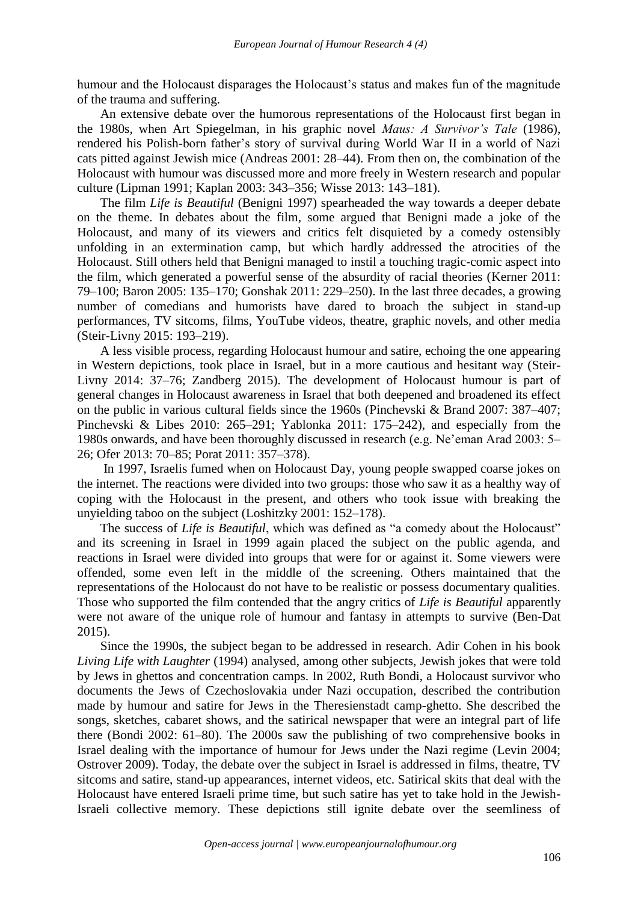humour and the Holocaust disparages the Holocaust's status and makes fun of the magnitude of the trauma and suffering.

An extensive debate over the humorous representations of the Holocaust first began in the 1980s, when Art Spiegelman, in his graphic novel *Maus: A Survivor's Tale* (1986), rendered his Polish-born father's story of survival during World War II in a world of Nazi cats pitted against Jewish mice (Andreas 2001: 28–44). From then on, the combination of the Holocaust with humour was discussed more and more freely in Western research and popular culture (Lipman 1991; Kaplan 2003: 343–356; Wisse 2013: 143–181).

The film *Life is Beautiful* (Benigni 1997) spearheaded the way towards a deeper debate on the theme. In debates about the film, some argued that Benigni made a joke of the Holocaust, and many of its viewers and critics felt disquieted by a comedy ostensibly unfolding in an extermination camp, but which hardly addressed the atrocities of the Holocaust. Still others held that Benigni managed to instil a touching tragic-comic aspect into the film, which generated a powerful sense of the absurdity of racial theories (Kerner 2011: 79–100; Baron 2005: 135–170; Gonshak 2011: 229–250). In the last three decades, a growing number of comedians and humorists have dared to broach the subject in stand-up performances, TV sitcoms, films, YouTube videos, theatre, graphic novels, and other media (Steir-Livny 2015: 193–219).

A less visible process, regarding Holocaust humour and satire, echoing the one appearing in Western depictions, took place in Israel, but in a more cautious and hesitant way (Steir-Livny 2014: 37–76; Zandberg 2015). The development of Holocaust humour is part of general changes in Holocaust awareness in Israel that both deepened and broadened its effect on the public in various cultural fields since the 1960s (Pinchevski & Brand 2007: 387–407; Pinchevski & Libes 2010: 265–291; Yablonka 2011: 175–242), and especially from the 1980s onwards, and have been thoroughly discussed in research (e.g. Ne'eman Arad 2003: 5–26; Ofer 2013: 70–85; Porat 2011: 357–378).

In 1997, Israelis fumed when on Holocaust Day, young people swapped coarse jokes on the internet. The reactions were divided into two groups: those who saw it as a healthy way of coping with the Holocaust in the present, and others who took issue with breaking the unyielding taboo on the subject (Loshitzky 2001: 152–178).

The success of *Life is Beautiful*, which was defined as "a comedy about the Holocaust" and its screening in Israel in 1999 again placed the subject on the public agenda, and reactions in Israel were divided into groups that were for or against it. Some viewers were offended, some even left in the middle of the screening. Others maintained that the representations of the Holocaust do not have to be realistic or possess documentary qualities. Those who supported the film contended that the angry critics of *Life is Beautiful* apparently were not aware of the unique role of humour and fantasy in attempts to survive (Ben-Dat 2015).

Since the 1990s, the subject began to be addressed in research. Adir Cohen in his book *Living Life with Laughter* (1994) analysed, among other subjects, Jewish jokes that were told by Jews in ghettos and concentration camps. In 2002, Ruth Bondi, a Holocaust survivor who documents the Jews of Czechoslovakia under Nazi occupation, described the contribution made by humour and satire for Jews in the Theresienstadt camp-ghetto. She described the songs, sketches, cabaret shows, and the satirical newspaper that were an integral part of life there (Bondi 2002: 61–80). The 2000s saw the publishing of two comprehensive books in Israel dealing with the importance of humour for Jews under the Nazi regime (Levin 2004; Ostrover 2009). Today, the debate over the subject in Israel is addressed in films, theatre, TV sitcoms and satire, stand-up appearances, internet videos, etc. Satirical skits that deal with the Holocaust have entered Israeli prime time, but such satire has yet to take hold in the Jewish-Israeli collective memory. These depictions still ignite debate over the seemliness of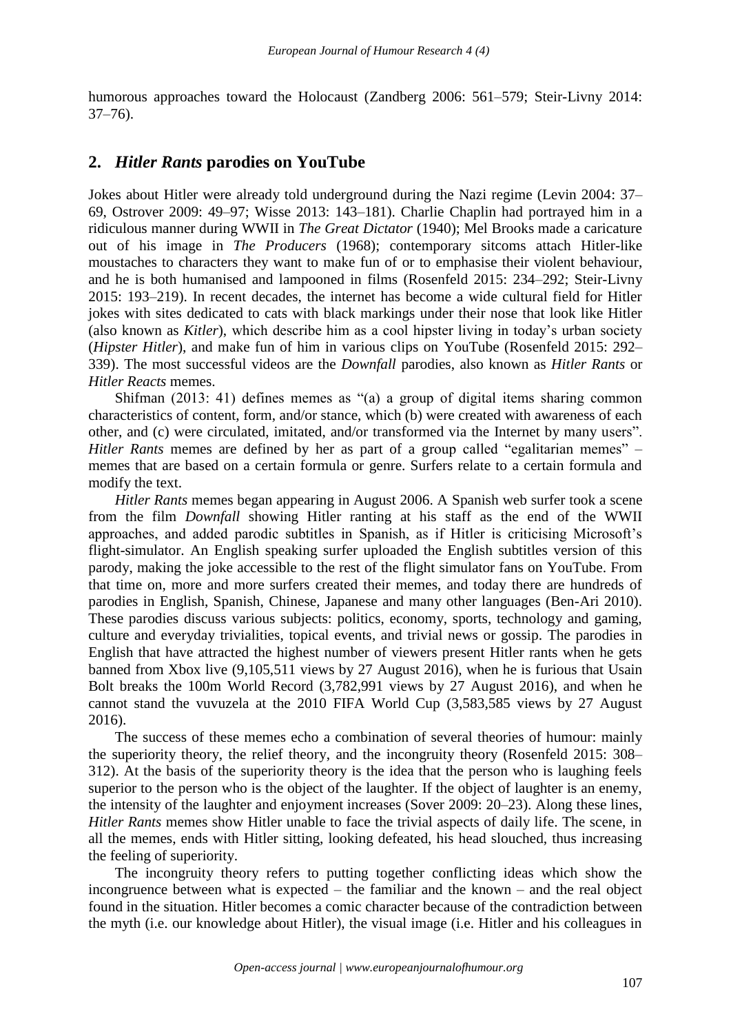humorous approaches toward the Holocaust (Zandberg 2006: 561–579; Steir-Livny 2014: 37–76).

## 2. *Hitler Rants* parodies on YouTube

Jokes about Hitler were already told underground during the Nazi regime (Levin 2004: 37–69, Ostrover 2009: 49–97; Wisse 2013: 143–181). Charlie Chaplin had portrayed him in a ridiculous manner during WWII in *The Great Dictator* (1940); Mel Brooks made a caricature out of his image in *The Producers* (1968); contemporary sitcoms attach Hitler-like moustaches to characters they want to make fun of or to emphasise their violent behaviour, and he is both humanised and lampooned in films (Rosenfeld 2015: 234–292; Steir-Livny 2015: 193–219). In recent decades, the internet has become a wide cultural field for Hitler jokes with sites dedicated to cats with black markings under their nose that look like Hitler (also known as *Kitler*), which describe him as a cool hipster living in today's urban society (*Hipster Hitler*), and make fun of him in various clips on YouTube (Rosenfeld 2015: 292–339). The most successful videos are the *Downfall* parodies, also known as *Hitler Rants* or *Hitler Reacts* memes.

Shifman (2013: 41) defines memes as "(a) a group of digital items sharing common characteristics of content, form, and/or stance, which (b) were created with awareness of each other, and (c) were circulated, imitated, and/or transformed via the Internet by many users". *Hitler Rants* memes are defined by her as part of a group called "egalitarian memes" – memes that are based on a certain formula or genre. Surfers relate to a certain formula and modify the text.

*Hitler Rants* memes began appearing in August 2006. A Spanish web surfer took a scene from the film *Downfall* showing Hitler ranting at his staff as the end of the WWII approaches, and added parodic subtitles in Spanish, as if Hitler is criticising Microsoft's flight-simulator. An English speaking surfer uploaded the English subtitles version of this parody, making the joke accessible to the rest of the flight simulator fans on YouTube. From that time on, more and more surfers created their memes, and today there are hundreds of parodies in English, Spanish, Chinese, Japanese and many other languages (Ben-Ari 2010). These parodies discuss various subjects: politics, economy, sports, technology and gaming, culture and everyday trivialities, topical events, and trivial news or gossip. The parodies in English that have attracted the highest number of viewers present Hitler rants when he gets banned from Xbox live (9,105,511 views by 27 August 2016), when he is furious that Usain Bolt breaks the 100m World Record (3,782,991 views by 27 August 2016), and when he cannot stand the vuvuzela at the 2010 FIFA World Cup (3,583,585 views by 27 August 2016).

The success of these memes echo a combination of several theories of humour: mainly the superiority theory, the relief theory, and the incongruity theory (Rosenfeld 2015: 308–312). At the basis of the superiority theory is the idea that the person who is laughing feels superior to the person who is the object of the laughter. If the object of laughter is an enemy, the intensity of the laughter and enjoyment increases (Sover 2009: 20–23). Along these lines, *Hitler Rants* memes show Hitler unable to face the trivial aspects of daily life. The scene, in all the memes, ends with Hitler sitting, looking defeated, his head slouched, thus increasing the feeling of superiority.

The incongruity theory refers to putting together conflicting ideas which show the incongruence between what is expected – the familiar and the known – and the real object found in the situation. Hitler becomes a comic character because of the contradiction between the myth (i.e. our knowledge about Hitler), the visual image (i.e. Hitler and his colleagues in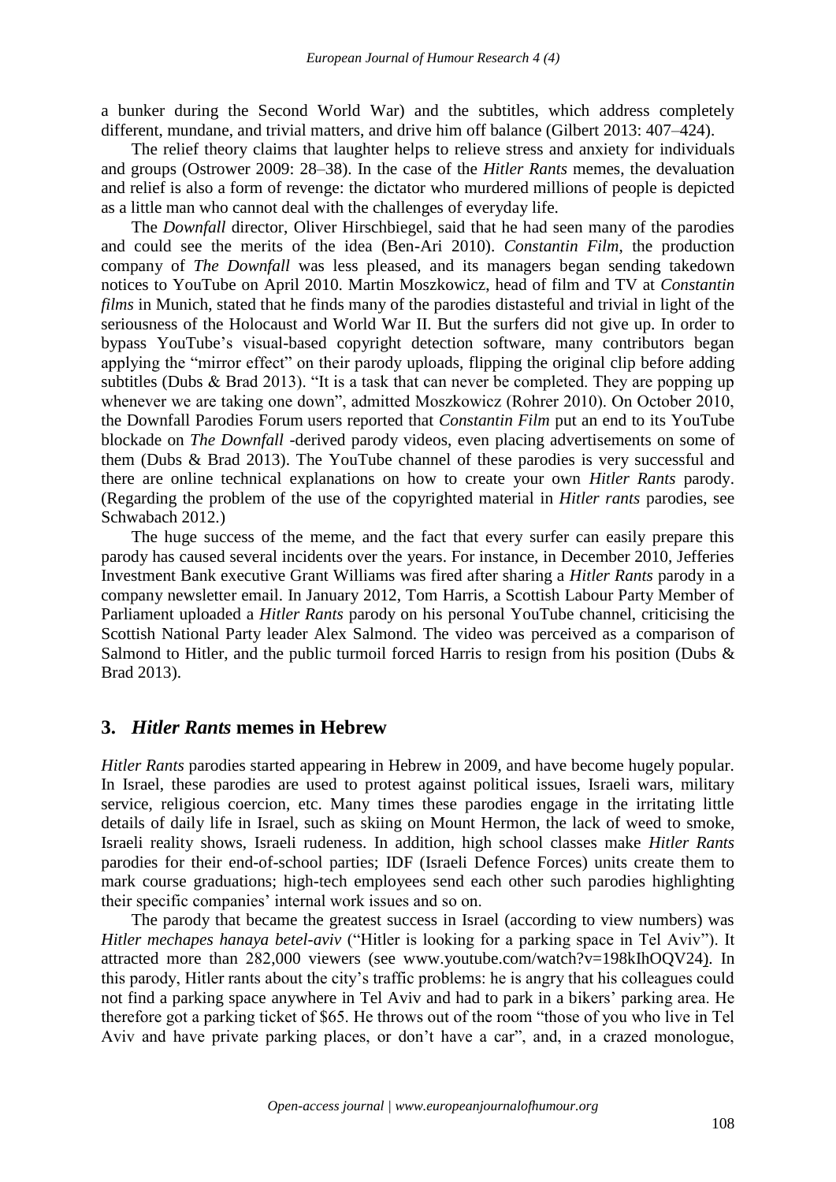a bunker during the Second World War) and the subtitles, which address completely different, mundane, and trivial matters, and drive him off balance (Gilbert 2013: 407–424).

The relief theory claims that laughter helps to relieve stress and anxiety for individuals and groups (Ostrower 2009: 28–38). In the case of the *Hitler Rants* memes, the devaluation and relief is also a form of revenge: the dictator who murdered millions of people is depicted as a little man who cannot deal with the challenges of everyday life.

The *Downfall* director, Oliver Hirschbiegel, said that he had seen many of the parodies and could see the merits of the idea (Ben-Ari 2010). *Constantin Film*, the production company of *The Downfall* was less pleased, and its managers began sending takedown notices to YouTube on April 2010. Martin Moszkowicz, head of film and TV at *Constantin films* in Munich, stated that he finds many of the parodies distasteful and trivial in light of the seriousness of the Holocaust and World War II. But the surfers did not give up. In order to bypass YouTube's visual-based copyright detection software, many contributors began applying the "mirror effect" on their parody uploads, flipping the original clip before adding subtitles (Dubs & Brad 2013). "It is a task that can never be completed. They are popping up whenever we are taking one down", admitted Moszkowicz (Rohrer 2010). On October 2010, the Downfall Parodies Forum users reported that *Constantin Film* put an end to its YouTube blockade on *The Downfall* -derived parody videos, even placing advertisements on some of them (Dubs & Brad 2013). The YouTube channel of these parodies is very successful and there are online technical explanations on how to create your own *Hitler Rants* parody. (Regarding the problem of the use of the copyrighted material in *Hitler rants* parodies, see Schwabach 2012.)

The huge success of the meme, and the fact that every surfer can easily prepare this parody has caused several incidents over the years. For instance, in December 2010, Jefferies Investment Bank executive Grant Williams was fired after sharing a *Hitler Rants* parody in a company newsletter email. In January 2012, Tom Harris, a Scottish Labour Party Member of Parliament uploaded a *Hitler Rants* parody on his personal YouTube channel, criticising the Scottish National Party leader Alex Salmond. The video was perceived as a comparison of Salmond to Hitler, and the public turmoil forced Harris to resign from his position (Dubs & Brad 2013).

## 3. *Hitler Rants* memes in Hebrew

*Hitler Rants* parodies started appearing in Hebrew in 2009, and have become hugely popular. In Israel, these parodies are used to protest against political issues, Israeli wars, military service, religious coercion, etc. Many times these parodies engage in the irritating little details of daily life in Israel, such as skiing on Mount Hermon, the lack of weed to smoke, Israeli reality shows, Israeli rudeness. In addition, high school classes make *Hitler Rants* parodies for their end-of-school parties; IDF (Israeli Defence Forces) units create them to mark course graduations; high-tech employees send each other such parodies highlighting their specific companies' internal work issues and so on.

The parody that became the greatest success in Israel (according to view numbers) was *Hitler mechapes hanaya betel-aviv* ("Hitler is looking for a parking space in Tel Aviv"). It attracted more than 282,000 viewers (see www.youtube.com/watch?v=198kIhOQV24). In this parody, Hitler rants about the city's traffic problems: he is angry that his colleagues could not find a parking space anywhere in Tel Aviv and had to park in a bikers' parking area. He therefore got a parking ticket of $65. He throws out of the room "those of you who live in Tel Aviv and have private parking places, or don't have a car", and, in a crazed monologue,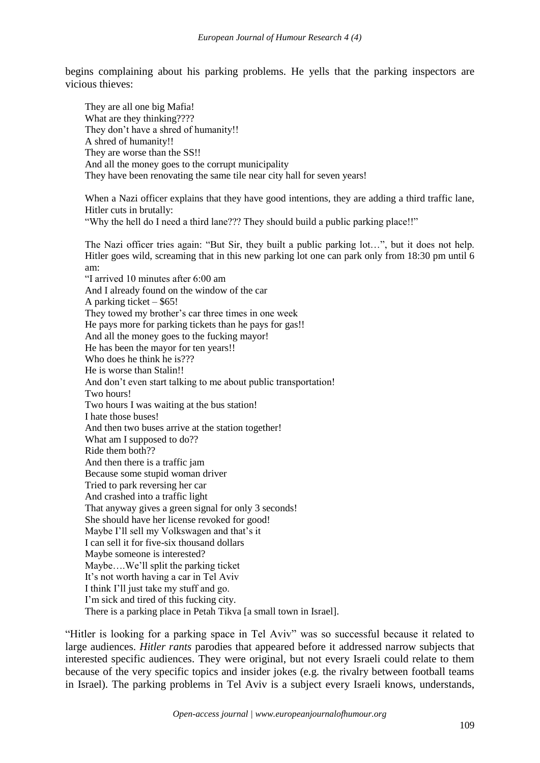begins complaining about his parking problems. He yells that the parking inspectors are vicious thieves:

> They are all one big Mafia!
> What are they thinking????
> They don't have a shred of humanity!!
> A shred of humanity!!
> They are worse than the SS!!
> And all the money goes to the corrupt municipality
> They have been renovating the same tile near city hall for seven years!
>
> When a Nazi officer explains that they have good intentions, they are adding a third traffic lane, Hitler cuts in brutally:
> "Why the hell do I need a third lane??? They should build a public parking place!!"
>
> The Nazi officer tries again: "But Sir, they built a public parking lot…", but it does not help. Hitler goes wild, screaming that in this new parking lot one can park only from 18:30 pm until 6 am:
> "I arrived 10 minutes after 6:00 am
> And I already found on the window of the car
> A parking ticket – $65!
> They towed my brother's car three times in one week
> He pays more for parking tickets than he pays for gas!!
> And all the money goes to the fucking mayor!
> He has been the mayor for ten years!!
> Who does he think he is???
> He is worse than Stalin!!
> And don't even start talking to me about public transportation!
> Two hours!
> Two hours I was waiting at the bus station!
> I hate those buses!
> And then two buses arrive at the station together!
> What am I supposed to do??
> Ride them both??
> And then there is a traffic jam
> Because some stupid woman driver
> Tried to park reversing her car
> And crashed into a traffic light
> That anyway gives a green signal for only 3 seconds!
> She should have her license revoked for good!
> Maybe I'll sell my Volkswagen and that's it
> I can sell it for five-six thousand dollars
> Maybe someone is interested?
> Maybe….We'll split the parking ticket
> It's not worth having a car in Tel Aviv
> I think I'll just take my stuff and go.
> I'm sick and tired of this fucking city.
> There is a parking place in Petah Tikva [a small town in Israel].

"Hitler is looking for a parking space in Tel Aviv" was so successful because it related to large audiences. *Hitler rants* parodies that appeared before it addressed narrow subjects that interested specific audiences. They were original, but not every Israeli could relate to them because of the very specific topics and insider jokes (e.g. the rivalry between football teams in Israel). The parking problems in Tel Aviv is a subject every Israeli knows, understands,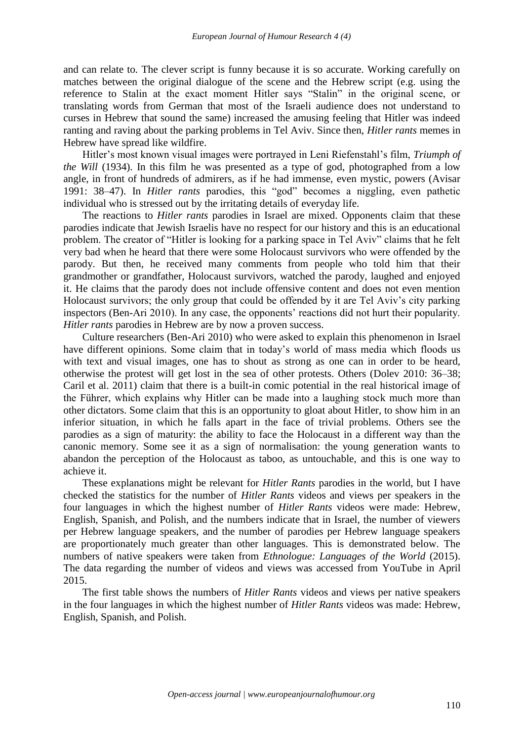and can relate to. The clever script is funny because it is so accurate. Working carefully on matches between the original dialogue of the scene and the Hebrew script (e.g. using the reference to Stalin at the exact moment Hitler says "Stalin" in the original scene, or translating words from German that most of the Israeli audience does not understand to curses in Hebrew that sound the same) increased the amusing feeling that Hitler was indeed ranting and raving about the parking problems in Tel Aviv. Since then, *Hitler rants* memes in Hebrew have spread like wildfire.

Hitler's most known visual images were portrayed in Leni Riefenstahl's film, *Triumph of the Will* (1934). In this film he was presented as a type of god, photographed from a low angle, in front of hundreds of admirers, as if he had immense, even mystic, powers (Avisar 1991: 38–47). In *Hitler rants* parodies, this "god" becomes a niggling, even pathetic individual who is stressed out by the irritating details of everyday life.

The reactions to *Hitler rants* parodies in Israel are mixed. Opponents claim that these parodies indicate that Jewish Israelis have no respect for our history and this is an educational problem. The creator of "Hitler is looking for a parking space in Tel Aviv" claims that he felt very bad when he heard that there were some Holocaust survivors who were offended by the parody. But then, he received many comments from people who told him that their grandmother or grandfather, Holocaust survivors, watched the parody, laughed and enjoyed it. He claims that the parody does not include offensive content and does not even mention Holocaust survivors; the only group that could be offended by it are Tel Aviv's city parking inspectors (Ben-Ari 2010). In any case, the opponents' reactions did not hurt their popularity. *Hitler rants* parodies in Hebrew are by now a proven success.

Culture researchers (Ben-Ari 2010) who were asked to explain this phenomenon in Israel have different opinions. Some claim that in today's world of mass media which floods us with text and visual images, one has to shout as strong as one can in order to be heard, otherwise the protest will get lost in the sea of other protests. Others (Dolev 2010: 36–38; Caril et al. 2011) claim that there is a built-in comic potential in the real historical image of the Führer, which explains why Hitler can be made into a laughing stock much more than other dictators. Some claim that this is an opportunity to gloat about Hitler, to show him in an inferior situation, in which he falls apart in the face of trivial problems. Others see the parodies as a sign of maturity: the ability to face the Holocaust in a different way than the canonic memory. Some see it as a sign of normalisation: the young generation wants to abandon the perception of the Holocaust as taboo, as untouchable, and this is one way to achieve it.

These explanations might be relevant for *Hitler Rants* parodies in the world, but I have checked the statistics for the number of *Hitler Rants* videos and views per speakers in the four languages in which the highest number of *Hitler Rants* videos were made: Hebrew, English, Spanish, and Polish, and the numbers indicate that in Israel, the number of viewers per Hebrew language speakers, and the number of parodies per Hebrew language speakers are proportionately much greater than other languages. This is demonstrated below. The numbers of native speakers were taken from *Ethnologue: Languages of the World* (2015). The data regarding the number of videos and views was accessed from YouTube in April 2015.

The first table shows the numbers of *Hitler Rants* videos and views per native speakers in the four languages in which the highest number of *Hitler Rants* videos was made: Hebrew, English, Spanish, and Polish.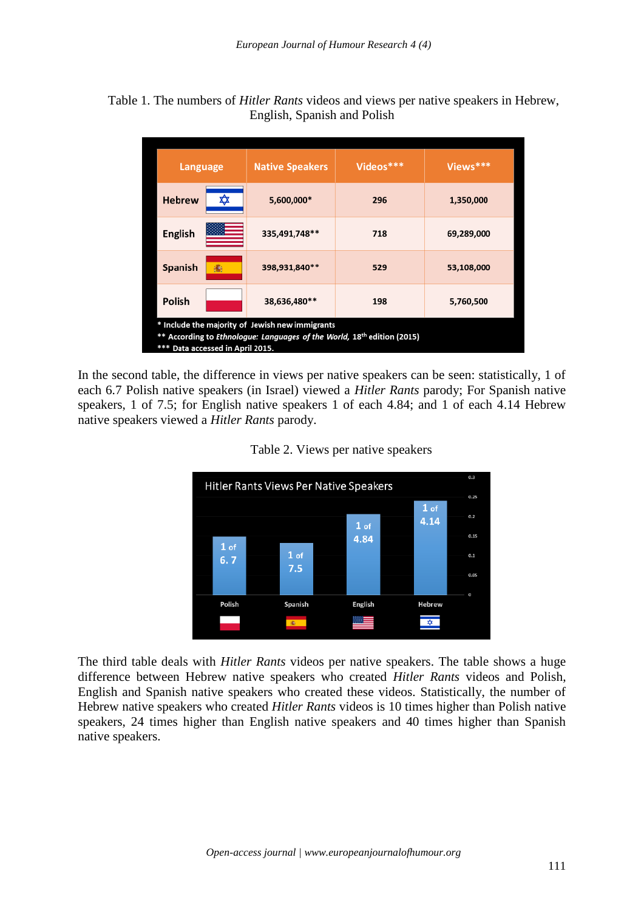Table 1. The numbers of *Hitler Rants* videos and views per native speakers in Hebrew, English, Spanish and Polish

| Language | Native Speakers | Videos*** | Views*** |
|---|---|---|---|
| Hebrew | 5,600,000* | 296 | 1,350,000 |
| English | 335,491,748** | 718 | 69,289,000 |
| Spanish | 398,931,840** | 529 | 53,108,000 |
| Polish | 38,636,480** | 198 | 5,760,500 |

\* Include the majority of Jewish new immigrants
\*\* According to *Ethnologue: Languages of the World*, 18th edition (2015)
\*\*\* Data accessed in April 2015.

In the second table, the difference in views per native speakers can be seen: statistically, 1 of each 6.7 Polish native speakers (in Israel) viewed a *Hitler Rants* parody; For Spanish native speakers, 1 of 7.5; for English native speakers 1 of each 4.84; and 1 of each 4.14 Hebrew native speakers viewed a *Hitler Rants* parody.

Table 2. Views per native speakers

Hitler Rants Views Per Native Speakers

| Polish | Spanish | English | Hebrew |
|---|---|---|---|
| 1 of 6.7 | 1 of 7.5 | 1 of 4.84 | 1 of 4.14 |

The third table deals with *Hitler Rants* videos per native speakers. The table shows a huge difference between Hebrew native speakers who created *Hitler Rants* videos and Polish, English and Spanish native speakers who created these videos. Statistically, the number of Hebrew native speakers who created *Hitler Rants* videos is 10 times higher than Polish native speakers, 24 times higher than English native speakers and 40 times higher than Spanish native speakers.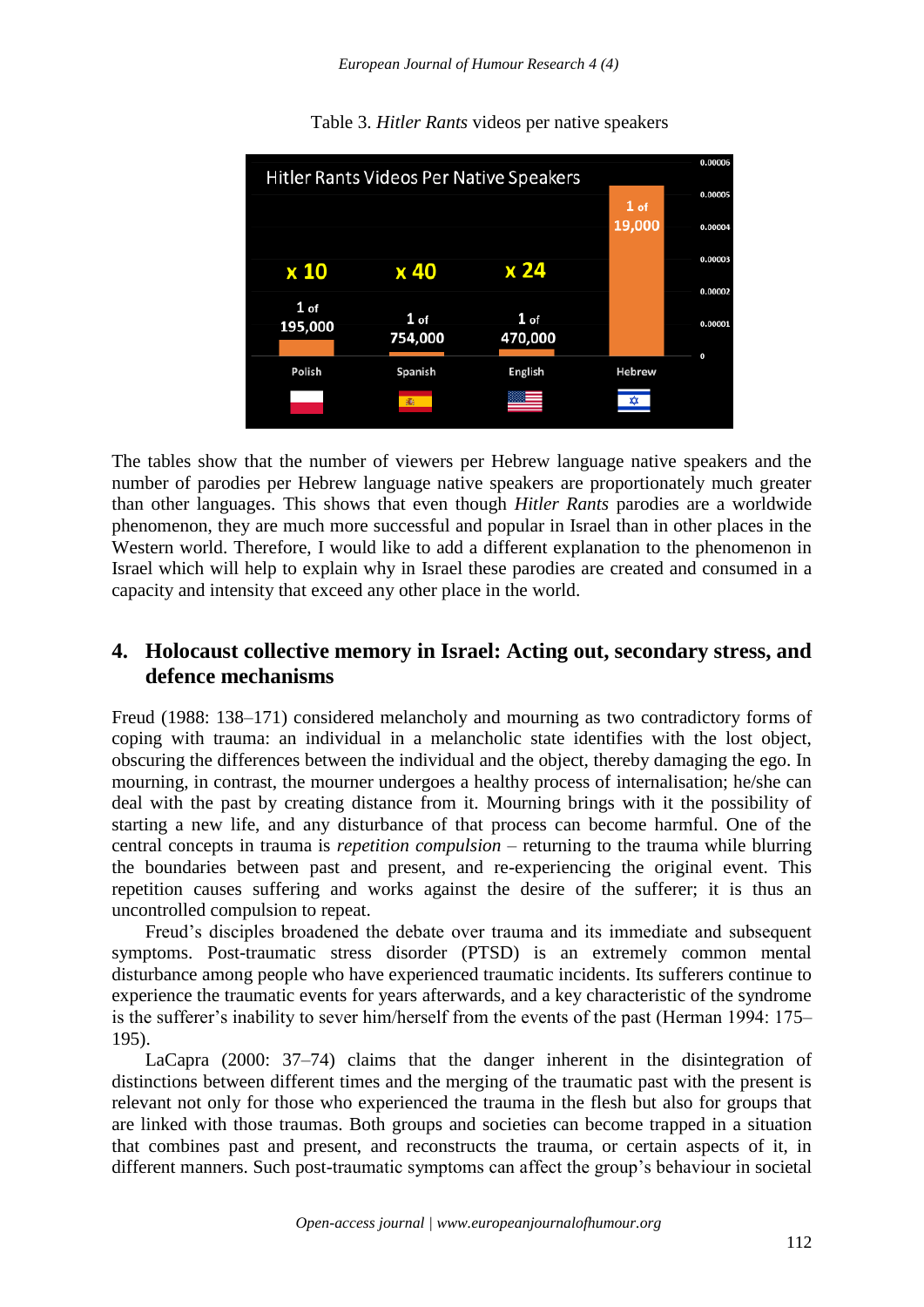Table 3. *Hitler Rants* videos per native speakers

| Hitler Rants Videos Per Native Speakers | Polish | Spanish | English | Hebrew |
|---|---|---|---|---|
| Ratio | 1 of 195,000 | 1 of 754,000 | 1 of 470,000 | 1 of 19,000 |
| Hebrew compared | x 10 | x 40 | x 24 | |

The tables show that the number of viewers per Hebrew language native speakers and the number of parodies per Hebrew language native speakers are proportionately much greater than other languages. This shows that even though *Hitler Rants* parodies are a worldwide phenomenon, they are much more successful and popular in Israel than in other places in the Western world. Therefore, I would like to add a different explanation to the phenomenon in Israel which will help to explain why in Israel these parodies are created and consumed in a capacity and intensity that exceed any other place in the world.

## 4. Holocaust collective memory in Israel: Acting out, secondary stress, and defence mechanisms

Freud (1988: 138–171) considered melancholy and mourning as two contradictory forms of coping with trauma: an individual in a melancholic state identifies with the lost object, obscuring the differences between the individual and the object, thereby damaging the ego. In mourning, in contrast, the mourner undergoes a healthy process of internalisation; he/she can deal with the past by creating distance from it. Mourning brings with it the possibility of starting a new life, and any disturbance of that process can become harmful. One of the central concepts in trauma is *repetition compulsion* – returning to the trauma while blurring the boundaries between past and present, and re-experiencing the original event. This repetition causes suffering and works against the desire of the sufferer; it is thus an uncontrolled compulsion to repeat.

Freud's disciples broadened the debate over trauma and its immediate and subsequent symptoms. Post-traumatic stress disorder (PTSD) is an extremely common mental disturbance among people who have experienced traumatic incidents. Its sufferers continue to experience the traumatic events for years afterwards, and a key characteristic of the syndrome is the sufferer's inability to sever him/herself from the events of the past (Herman 1994: 175–195).

LaCapra (2000: 37–74) claims that the danger inherent in the disintegration of distinctions between different times and the merging of the traumatic past with the present is relevant not only for those who experienced the trauma in the flesh but also for groups that are linked with those traumas. Both groups and societies can become trapped in a situation that combines past and present, and reconstructs the trauma, or certain aspects of it, in different manners. Such post-traumatic symptoms can affect the group's behaviour in societal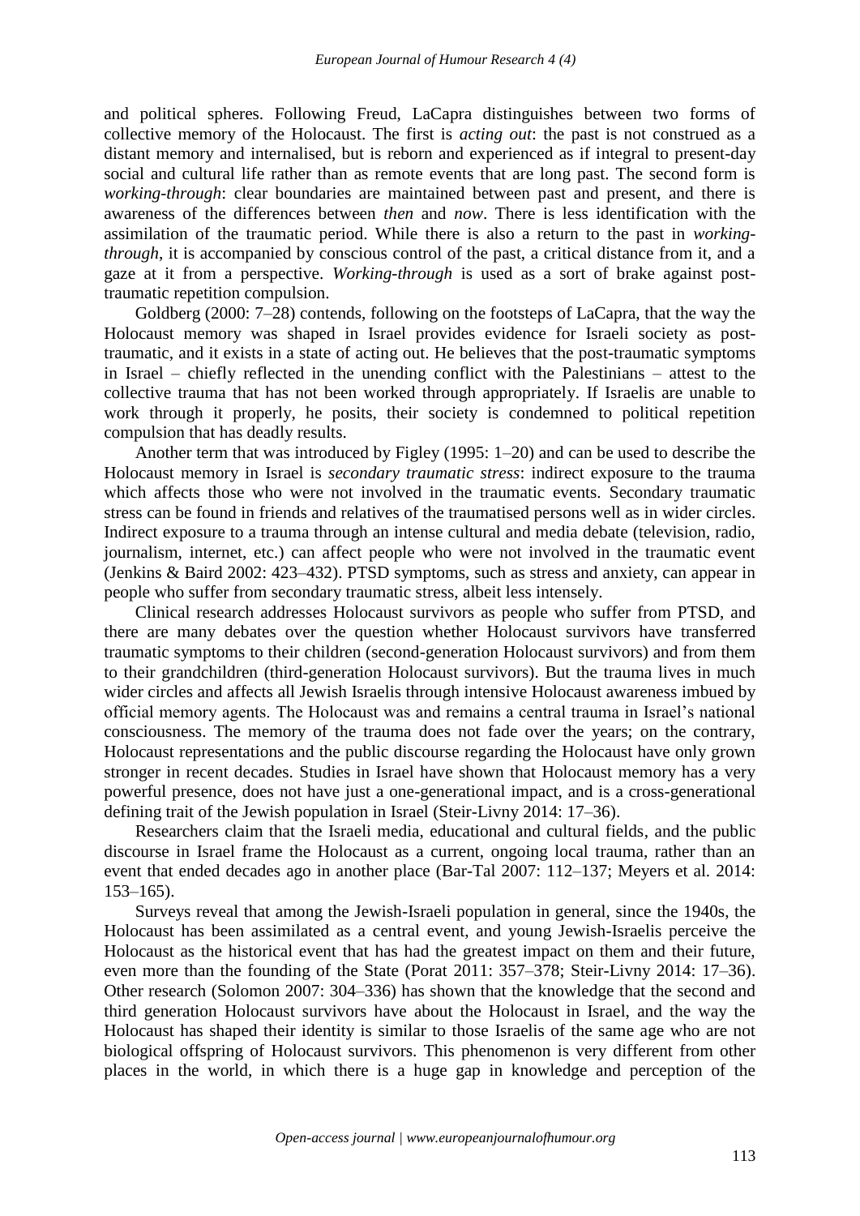and political spheres. Following Freud, LaCapra distinguishes between two forms of collective memory of the Holocaust. The first is *acting out*: the past is not construed as a distant memory and internalised, but is reborn and experienced as if integral to present-day social and cultural life rather than as remote events that are long past. The second form is *working-through*: clear boundaries are maintained between past and present, and there is awareness of the differences between *then* and *now*. There is less identification with the assimilation of the traumatic period. While there is also a return to the past in *working-through*, it is accompanied by conscious control of the past, a critical distance from it, and a gaze at it from a perspective. *Working-through* is used as a sort of brake against post-traumatic repetition compulsion.

Goldberg (2000: 7–28) contends, following on the footsteps of LaCapra, that the way the Holocaust memory was shaped in Israel provides evidence for Israeli society as post-traumatic, and it exists in a state of acting out. He believes that the post-traumatic symptoms in Israel – chiefly reflected in the unending conflict with the Palestinians – attest to the collective trauma that has not been worked through appropriately. If Israelis are unable to work through it properly, he posits, their society is condemned to political repetition compulsion that has deadly results.

Another term that was introduced by Figley (1995: 1–20) and can be used to describe the Holocaust memory in Israel is *secondary traumatic stress*: indirect exposure to the trauma which affects those who were not involved in the traumatic events. Secondary traumatic stress can be found in friends and relatives of the traumatised persons well as in wider circles. Indirect exposure to a trauma through an intense cultural and media debate (television, radio, journalism, internet, etc.) can affect people who were not involved in the traumatic event (Jenkins & Baird 2002: 423–432). PTSD symptoms, such as stress and anxiety, can appear in people who suffer from secondary traumatic stress, albeit less intensely.

Clinical research addresses Holocaust survivors as people who suffer from PTSD, and there are many debates over the question whether Holocaust survivors have transferred traumatic symptoms to their children (second-generation Holocaust survivors) and from them to their grandchildren (third-generation Holocaust survivors). But the trauma lives in much wider circles and affects all Jewish Israelis through intensive Holocaust awareness imbued by official memory agents. The Holocaust was and remains a central trauma in Israel's national consciousness. The memory of the trauma does not fade over the years; on the contrary, Holocaust representations and the public discourse regarding the Holocaust have only grown stronger in recent decades. Studies in Israel have shown that Holocaust memory has a very powerful presence, does not have just a one-generational impact, and is a cross-generational defining trait of the Jewish population in Israel (Steir-Livny 2014: 17–36).

Researchers claim that the Israeli media, educational and cultural fields, and the public discourse in Israel frame the Holocaust as a current, ongoing local trauma, rather than an event that ended decades ago in another place (Bar-Tal 2007: 112–137; Meyers et al. 2014: 153–165).

Surveys reveal that among the Jewish-Israeli population in general, since the 1940s, the Holocaust has been assimilated as a central event, and young Jewish-Israelis perceive the Holocaust as the historical event that has had the greatest impact on them and their future, even more than the founding of the State (Porat 2011: 357–378; Steir-Livny 2014: 17–36). Other research (Solomon 2007: 304–336) has shown that the knowledge that the second and third generation Holocaust survivors have about the Holocaust in Israel, and the way the Holocaust has shaped their identity is similar to those Israelis of the same age who are not biological offspring of Holocaust survivors. This phenomenon is very different from other places in the world, in which there is a huge gap in knowledge and perception of the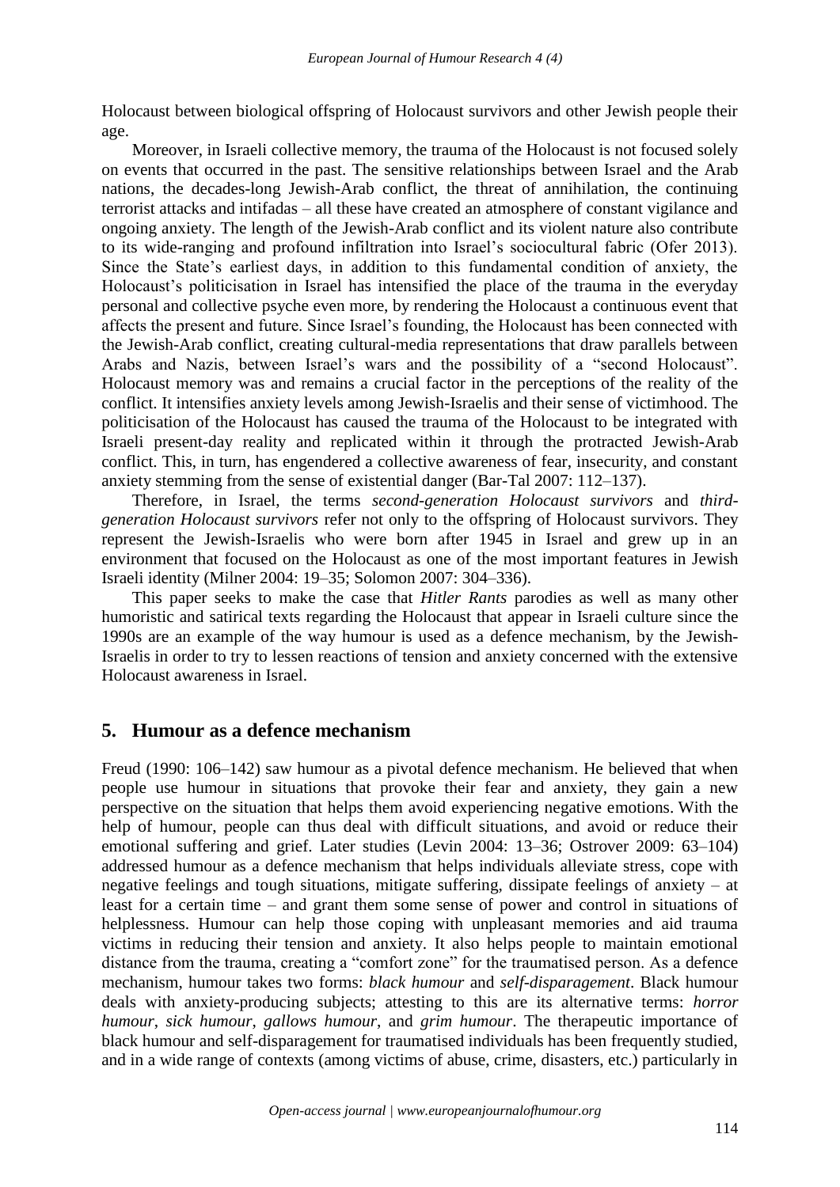Holocaust between biological offspring of Holocaust survivors and other Jewish people their age.

Moreover, in Israeli collective memory, the trauma of the Holocaust is not focused solely on events that occurred in the past. The sensitive relationships between Israel and the Arab nations, the decades-long Jewish-Arab conflict, the threat of annihilation, the continuing terrorist attacks and intifadas – all these have created an atmosphere of constant vigilance and ongoing anxiety. The length of the Jewish-Arab conflict and its violent nature also contribute to its wide-ranging and profound infiltration into Israel's sociocultural fabric (Ofer 2013). Since the State's earliest days, in addition to this fundamental condition of anxiety, the Holocaust's politicisation in Israel has intensified the place of the trauma in the everyday personal and collective psyche even more, by rendering the Holocaust a continuous event that affects the present and future. Since Israel's founding, the Holocaust has been connected with the Jewish-Arab conflict, creating cultural-media representations that draw parallels between Arabs and Nazis, between Israel's wars and the possibility of a "second Holocaust". Holocaust memory was and remains a crucial factor in the perceptions of the reality of the conflict. It intensifies anxiety levels among Jewish-Israelis and their sense of victimhood. The politicisation of the Holocaust has caused the trauma of the Holocaust to be integrated with Israeli present-day reality and replicated within it through the protracted Jewish-Arab conflict. This, in turn, has engendered a collective awareness of fear, insecurity, and constant anxiety stemming from the sense of existential danger (Bar-Tal 2007: 112–137).

Therefore, in Israel, the terms *second-generation Holocaust survivors* and *third-generation Holocaust survivors* refer not only to the offspring of Holocaust survivors. They represent the Jewish-Israelis who were born after 1945 in Israel and grew up in an environment that focused on the Holocaust as one of the most important features in Jewish Israeli identity (Milner 2004: 19–35; Solomon 2007: 304–336).

This paper seeks to make the case that *Hitler Rants* parodies as well as many other humoristic and satirical texts regarding the Holocaust that appear in Israeli culture since the 1990s are an example of the way humour is used as a defence mechanism, by the Jewish-Israelis in order to try to lessen reactions of tension and anxiety concerned with the extensive Holocaust awareness in Israel.

## 5. Humour as a defence mechanism

Freud (1990: 106–142) saw humour as a pivotal defence mechanism. He believed that when people use humour in situations that provoke their fear and anxiety, they gain a new perspective on the situation that helps them avoid experiencing negative emotions. With the help of humour, people can thus deal with difficult situations, and avoid or reduce their emotional suffering and grief. Later studies (Levin 2004: 13–36; Ostrover 2009: 63–104) addressed humour as a defence mechanism that helps individuals alleviate stress, cope with negative feelings and tough situations, mitigate suffering, dissipate feelings of anxiety – at least for a certain time – and grant them some sense of power and control in situations of helplessness. Humour can help those coping with unpleasant memories and aid trauma victims in reducing their tension and anxiety. It also helps people to maintain emotional distance from the trauma, creating a "comfort zone" for the traumatised person. As a defence mechanism, humour takes two forms: *black humour* and *self-disparagement*. Black humour deals with anxiety-producing subjects; attesting to this are its alternative terms: *horror humour*, *sick humour*, *gallows humour*, and *grim humour*. The therapeutic importance of black humour and self-disparagement for traumatised individuals has been frequently studied, and in a wide range of contexts (among victims of abuse, crime, disasters, etc.) particularly in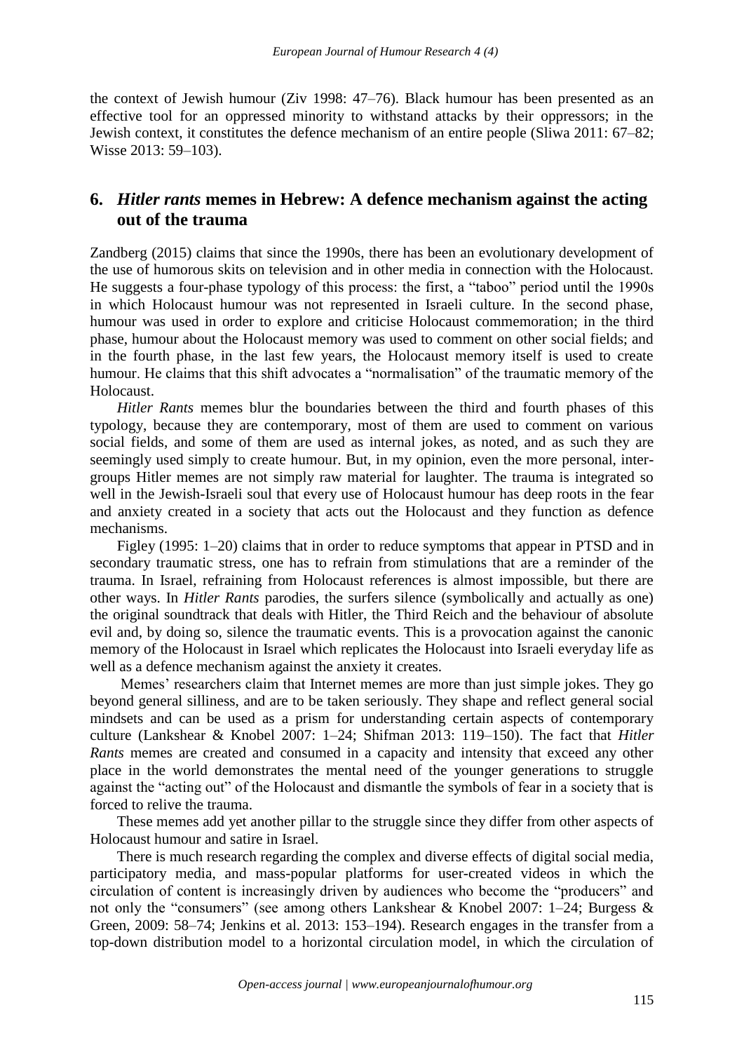the context of Jewish humour (Ziv 1998: 47–76). Black humour has been presented as an effective tool for an oppressed minority to withstand attacks by their oppressors; in the Jewish context, it constitutes the defence mechanism of an entire people (Sliwa 2011: 67–82; Wisse 2013: 59–103).

## 6. *Hitler rants* memes in Hebrew: A defence mechanism against the acting out of the trauma

Zandberg (2015) claims that since the 1990s, there has been an evolutionary development of the use of humorous skits on television and in other media in connection with the Holocaust. He suggests a four-phase typology of this process: the first, a "taboo" period until the 1990s in which Holocaust humour was not represented in Israeli culture. In the second phase, humour was used in order to explore and criticise Holocaust commemoration; in the third phase, humour about the Holocaust memory was used to comment on other social fields; and in the fourth phase, in the last few years, the Holocaust memory itself is used to create humour. He claims that this shift advocates a "normalisation" of the traumatic memory of the Holocaust.

*Hitler Rants* memes blur the boundaries between the third and fourth phases of this typology, because they are contemporary, most of them are used to comment on various social fields, and some of them are used as internal jokes, as noted, and as such they are seemingly used simply to create humour. But, in my opinion, even the more personal, inter-groups Hitler memes are not simply raw material for laughter. The trauma is integrated so well in the Jewish-Israeli soul that every use of Holocaust humour has deep roots in the fear and anxiety created in a society that acts out the Holocaust and they function as defence mechanisms.

Figley (1995: 1–20) claims that in order to reduce symptoms that appear in PTSD and in secondary traumatic stress, one has to refrain from stimulations that are a reminder of the trauma. In Israel, refraining from Holocaust references is almost impossible, but there are other ways. In *Hitler Rants* parodies, the surfers silence (symbolically and actually as one) the original soundtrack that deals with Hitler, the Third Reich and the behaviour of absolute evil and, by doing so, silence the traumatic events. This is a provocation against the canonic memory of the Holocaust in Israel which replicates the Holocaust into Israeli everyday life as well as a defence mechanism against the anxiety it creates.

Memes' researchers claim that Internet memes are more than just simple jokes. They go beyond general silliness, and are to be taken seriously. They shape and reflect general social mindsets and can be used as a prism for understanding certain aspects of contemporary culture (Lankshear & Knobel 2007: 1–24; Shifman 2013: 119–150). The fact that *Hitler Rants* memes are created and consumed in a capacity and intensity that exceed any other place in the world demonstrates the mental need of the younger generations to struggle against the "acting out" of the Holocaust and dismantle the symbols of fear in a society that is forced to relive the trauma.

These memes add yet another pillar to the struggle since they differ from other aspects of Holocaust humour and satire in Israel.

There is much research regarding the complex and diverse effects of digital social media, participatory media, and mass-popular platforms for user-created videos in which the circulation of content is increasingly driven by audiences who become the "producers" and not only the "consumers" (see among others Lankshear & Knobel 2007: 1–24; Burgess & Green, 2009: 58–74; Jenkins et al. 2013: 153–194). Research engages in the transfer from a top-down distribution model to a horizontal circulation model, in which the circulation of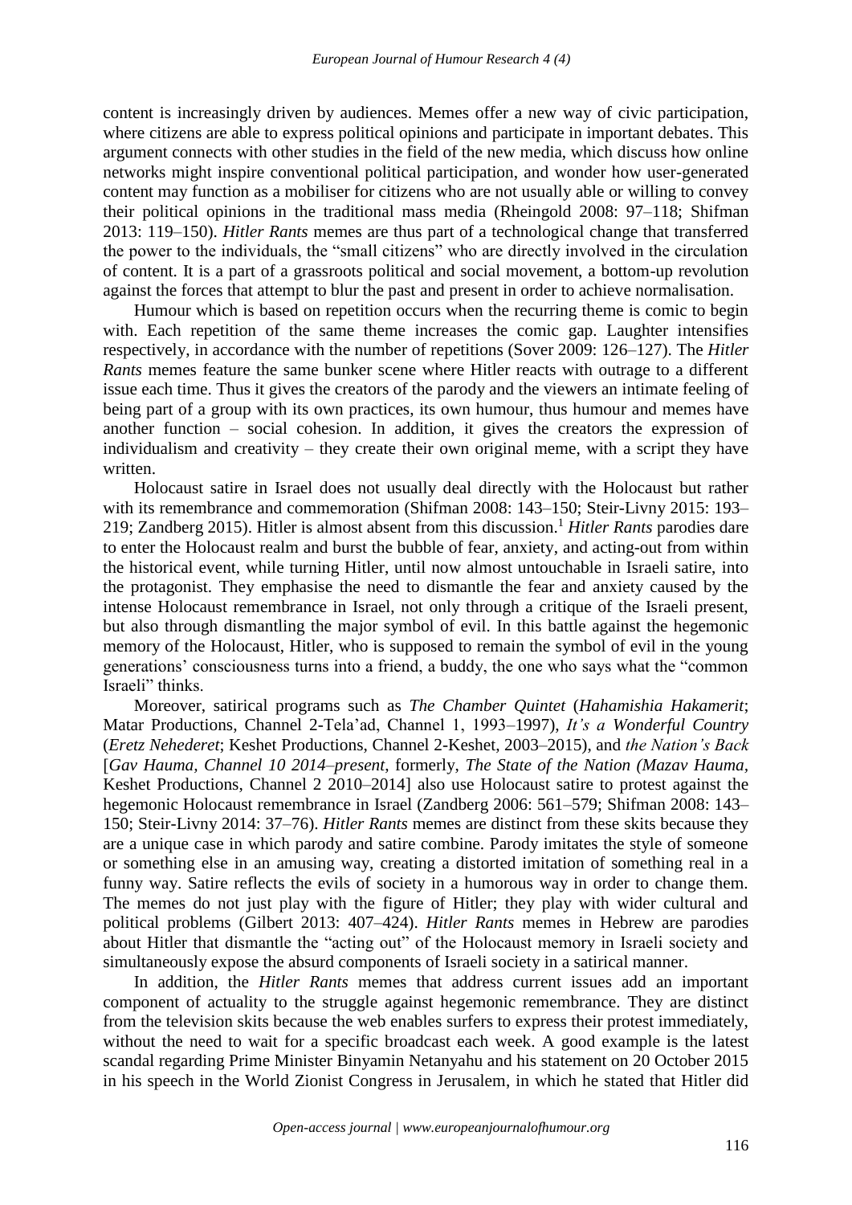content is increasingly driven by audiences. Memes offer a new way of civic participation, where citizens are able to express political opinions and participate in important debates. This argument connects with other studies in the field of the new media, which discuss how online networks might inspire conventional political participation, and wonder how user-generated content may function as a mobiliser for citizens who are not usually able or willing to convey their political opinions in the traditional mass media (Rheingold 2008: 97–118; Shifman 2013: 119–150). *Hitler Rants* memes are thus part of a technological change that transferred the power to the individuals, the "small citizens" who are directly involved in the circulation of content. It is a part of a grassroots political and social movement, a bottom-up revolution against the forces that attempt to blur the past and present in order to achieve normalisation.

Humour which is based on repetition occurs when the recurring theme is comic to begin with. Each repetition of the same theme increases the comic gap. Laughter intensifies respectively, in accordance with the number of repetitions (Sover 2009: 126–127). The *Hitler Rants* memes feature the same bunker scene where Hitler reacts with outrage to a different issue each time. Thus it gives the creators of the parody and the viewers an intimate feeling of being part of a group with its own practices, its own humour, thus humour and memes have another function – social cohesion. In addition, it gives the creators the expression of individualism and creativity – they create their own original meme, with a script they have written.

Holocaust satire in Israel does not usually deal directly with the Holocaust but rather with its remembrance and commemoration (Shifman 2008: 143–150; Steir-Livny 2015: 193–219; Zandberg 2015). Hitler is almost absent from this discussion.[1] *Hitler Rants* parodies dare to enter the Holocaust realm and burst the bubble of fear, anxiety, and acting-out from within the historical event, while turning Hitler, until now almost untouchable in Israeli satire, into the protagonist. They emphasise the need to dismantle the fear and anxiety caused by the intense Holocaust remembrance in Israel, not only through a critique of the Israeli present, but also through dismantling the major symbol of evil. In this battle against the hegemonic memory of the Holocaust, Hitler, who is supposed to remain the symbol of evil in the young generations' consciousness turns into a friend, a buddy, the one who says what the "common Israeli" thinks.

Moreover, satirical programs such as *The Chamber Quintet* (*Hahamishia Hakamerit*; Matar Productions, Channel 2-Tela'ad, Channel 1, 1993–1997), *It's a Wonderful Country* (*Eretz Nehederet*; Keshet Productions, Channel 2-Keshet, 2003–2015), and *the Nation's Back* [*Gav Hauma, Channel 10 2014–present*, formerly, *The State of the Nation (Mazav Hauma*, Keshet Productions, Channel 2 2010–2014] also use Holocaust satire to protest against the hegemonic Holocaust remembrance in Israel (Zandberg 2006: 561–579; Shifman 2008: 143–150; Steir-Livny 2014: 37–76). *Hitler Rants* memes are distinct from these skits because they are a unique case in which parody and satire combine. Parody imitates the style of someone or something else in an amusing way, creating a distorted imitation of something real in a funny way. Satire reflects the evils of society in a humorous way in order to change them. The memes do not just play with the figure of Hitler; they play with wider cultural and political problems (Gilbert 2013: 407–424). *Hitler Rants* memes in Hebrew are parodies about Hitler that dismantle the "acting out" of the Holocaust memory in Israeli society and simultaneously expose the absurd components of Israeli society in a satirical manner.

In addition, the *Hitler Rants* memes that address current issues add an important component of actuality to the struggle against hegemonic remembrance. They are distinct from the television skits because the web enables surfers to express their protest immediately, without the need to wait for a specific broadcast each week. A good example is the latest scandal regarding Prime Minister Binyamin Netanyahu and his statement on 20 October 2015 in his speech in the World Zionist Congress in Jerusalem, in which he stated that Hitler did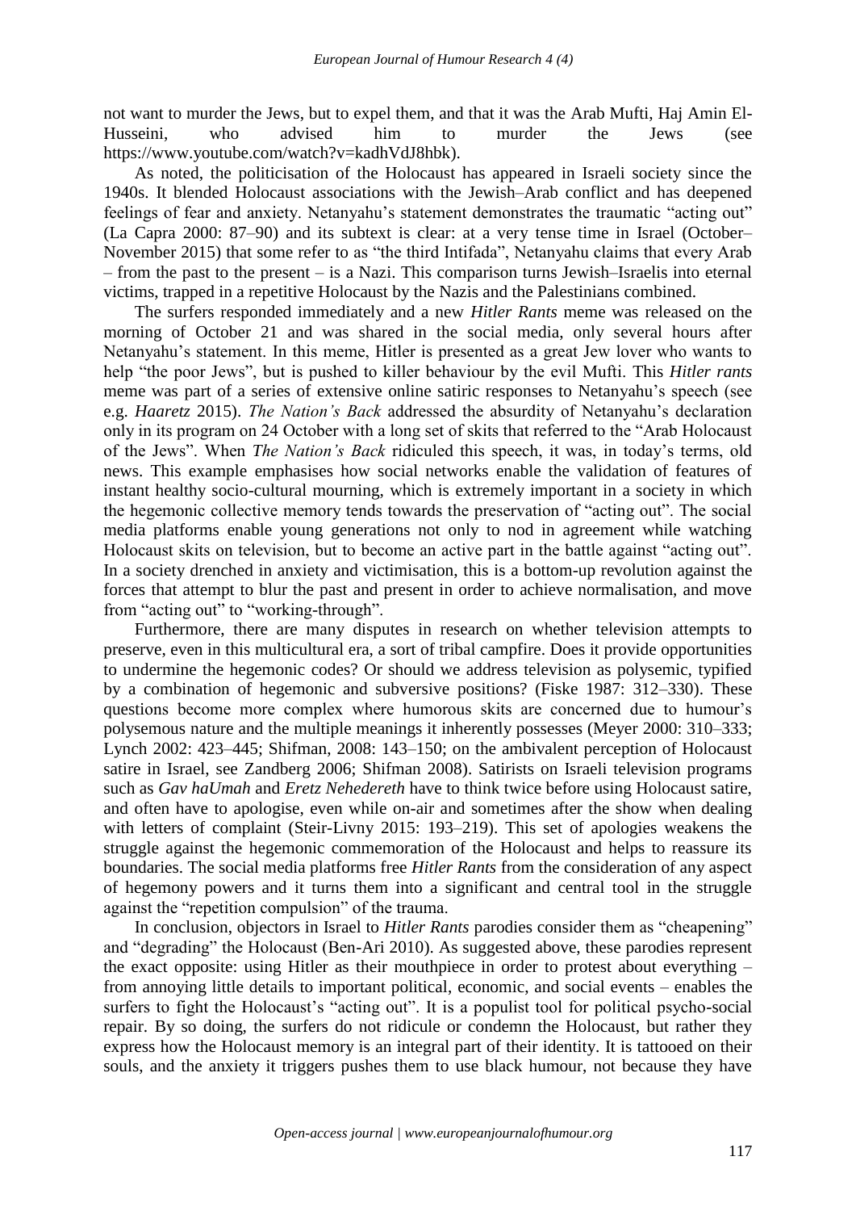not want to murder the Jews, but to expel them, and that it was the Arab Mufti, Haj Amin El-Husseini, who advised him to murder the Jews (see https://www.youtube.com/watch?v=kadhVdJ8hbk).

As noted, the politicisation of the Holocaust has appeared in Israeli society since the 1940s. It blended Holocaust associations with the Jewish–Arab conflict and has deepened feelings of fear and anxiety. Netanyahu's statement demonstrates the traumatic "acting out" (La Capra 2000: 87–90) and its subtext is clear: at a very tense time in Israel (October–November 2015) that some refer to as "the third Intifada", Netanyahu claims that every Arab – from the past to the present – is a Nazi. This comparison turns Jewish–Israelis into eternal victims, trapped in a repetitive Holocaust by the Nazis and the Palestinians combined.

The surfers responded immediately and a new *Hitler Rants* meme was released on the morning of October 21 and was shared in the social media, only several hours after Netanyahu's statement. In this meme, Hitler is presented as a great Jew lover who wants to help "the poor Jews", but is pushed to killer behaviour by the evil Mufti. This *Hitler rants* meme was part of a series of extensive online satiric responses to Netanyahu's speech (see e.g. *Haaretz* 2015). *The Nation's Back* addressed the absurdity of Netanyahu's declaration only in its program on 24 October with a long set of skits that referred to the "Arab Holocaust of the Jews". When *The Nation's Back* ridiculed this speech, it was, in today's terms, old news. This example emphasises how social networks enable the validation of features of instant healthy socio-cultural mourning, which is extremely important in a society in which the hegemonic collective memory tends towards the preservation of "acting out". The social media platforms enable young generations not only to nod in agreement while watching Holocaust skits on television, but to become an active part in the battle against "acting out". In a society drenched in anxiety and victimisation, this is a bottom-up revolution against the forces that attempt to blur the past and present in order to achieve normalisation, and move from "acting out" to "working-through".

Furthermore, there are many disputes in research on whether television attempts to preserve, even in this multicultural era, a sort of tribal campfire. Does it provide opportunities to undermine the hegemonic codes? Or should we address television as polysemic, typified by a combination of hegemonic and subversive positions? (Fiske 1987: 312–330). These questions become more complex where humorous skits are concerned due to humour's polysemous nature and the multiple meanings it inherently possesses (Meyer 2000: 310–333; Lynch 2002: 423–445; Shifman, 2008: 143–150; on the ambivalent perception of Holocaust satire in Israel, see Zandberg 2006; Shifman 2008). Satirists on Israeli television programs such as *Gav haUmah* and *Eretz Nehedereth* have to think twice before using Holocaust satire, and often have to apologise, even while on-air and sometimes after the show when dealing with letters of complaint (Steir-Livny 2015: 193–219). This set of apologies weakens the struggle against the hegemonic commemoration of the Holocaust and helps to reassure its boundaries. The social media platforms free *Hitler Rants* from the consideration of any aspect of hegemony powers and it turns them into a significant and central tool in the struggle against the "repetition compulsion" of the trauma.

In conclusion, objectors in Israel to *Hitler Rants* parodies consider them as "cheapening" and "degrading" the Holocaust (Ben-Ari 2010). As suggested above, these parodies represent the exact opposite: using Hitler as their mouthpiece in order to protest about everything – from annoying little details to important political, economic, and social events – enables the surfers to fight the Holocaust's "acting out". It is a populist tool for political psycho-social repair. By so doing, the surfers do not ridicule or condemn the Holocaust, but rather they express how the Holocaust memory is an integral part of their identity. It is tattooed on their souls, and the anxiety it triggers pushes them to use black humour, not because they have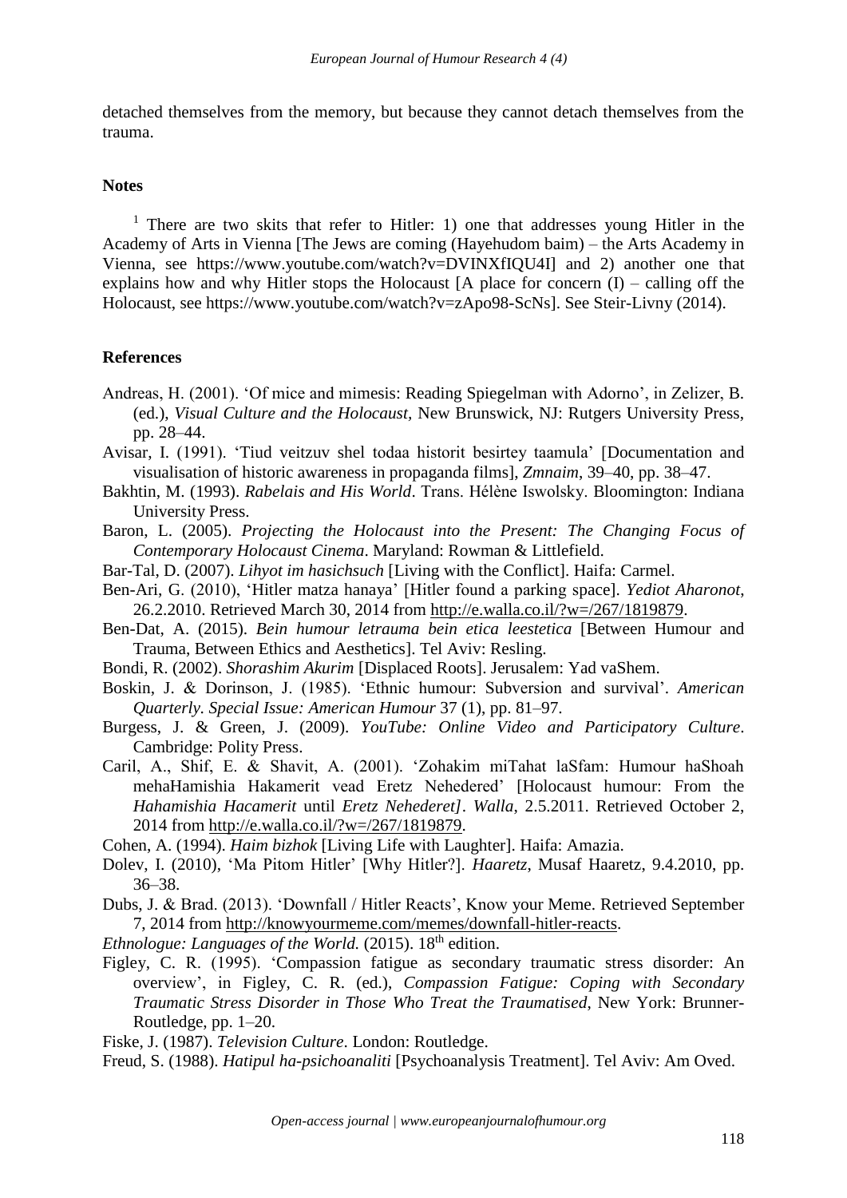detached themselves from the memory, but because they cannot detach themselves from the trauma.

## Notes

[1] There are two skits that refer to Hitler: 1) one that addresses young Hitler in the Academy of Arts in Vienna [The Jews are coming (Hayehudom baim) – the Arts Academy in Vienna, see https://www.youtube.com/watch?v=DVINXfIQU4I] and 2) another one that explains how and why Hitler stops the Holocaust [A place for concern (I) – calling off the Holocaust, see https://www.youtube.com/watch?v=zApo98-ScNs]. See Steir-Livny (2014).

## References

Andreas, H. (2001). 'Of mice and mimesis: Reading Spiegelman with Adorno', in Zelizer, B. (ed.), *Visual Culture and the Holocaust*, New Brunswick, NJ: Rutgers University Press, pp. 28–44.

Avisar, I. (1991). 'Tiud veitzuv shel todaa historit besirtey taamula' [Documentation and visualisation of historic awareness in propaganda films], *Zmnaim*, 39–40, pp. 38–47.

Bakhtin, M. (1993). *Rabelais and His World*. Trans. Hélène Iswolsky. Bloomington: Indiana University Press.

Baron, L. (2005). *Projecting the Holocaust into the Present: The Changing Focus of Contemporary Holocaust Cinema*. Maryland: Rowman & Littlefield.

Bar-Tal, D. (2007). *Lihyot im hasichsuch* [Living with the Conflict]. Haifa: Carmel.

Ben-Ari, G. (2010), 'Hitler matza hanaya' [Hitler found a parking space]. *Yediot Aharonot*, 26.2.2010. Retrieved March 30, 2014 from http://e.walla.co.il/?w=/267/1819879.

Ben-Dat, A. (2015). *Bein humour letrauma bein etica leestetica* [Between Humour and Trauma, Between Ethics and Aesthetics]. Tel Aviv: Resling.

Bondi, R. (2002). *Shorashim Akurim* [Displaced Roots]. Jerusalem: Yad vaShem.

Boskin, J. & Dorinson, J. (1985). 'Ethnic humour: Subversion and survival'. *American Quarterly. Special Issue: American Humour* 37 (1), pp. 81–97.

Burgess, J. & Green, J. (2009). *YouTube: Online Video and Participatory Culture*. Cambridge: Polity Press.

Caril, A., Shif, E. & Shavit, A. (2001). 'Zohakim miTahat laSfam: Humour haShoah mehaHamishia Hakamerit vead Eretz Nehedered' [Holocaust humour: From the *Hahamishia Hacamerit* until *Eretz Nehederet]*. *Walla*, 2.5.2011. Retrieved October 2, 2014 from http://e.walla.co.il/?w=/267/1819879.

Cohen, A. (1994). *Haim bizhok* [Living Life with Laughter]. Haifa: Amazia.

Dolev, I. (2010), 'Ma Pitom Hitler' [Why Hitler?]. *Haaretz*, Musaf Haaretz, 9.4.2010, pp. 36–38.

Dubs, J. & Brad. (2013). 'Downfall / Hitler Reacts', Know your Meme. Retrieved September 7, 2014 from http://knowyourmeme.com/memes/downfall-hitler-reacts.

*Ethnologue: Languages of the World.* (2015). 18th edition.

Figley, C. R. (1995). 'Compassion fatigue as secondary traumatic stress disorder: An overview', in Figley, C. R. (ed.), *Compassion Fatigue: Coping with Secondary Traumatic Stress Disorder in Those Who Treat the Traumatised*, New York: Brunner-Routledge, pp. 1–20.

Fiske, J. (1987). *Television Culture*. London: Routledge.

Freud, S. (1988). *Hatipul ha-psichoanaliti* [Psychoanalysis Treatment]. Tel Aviv: Am Oved.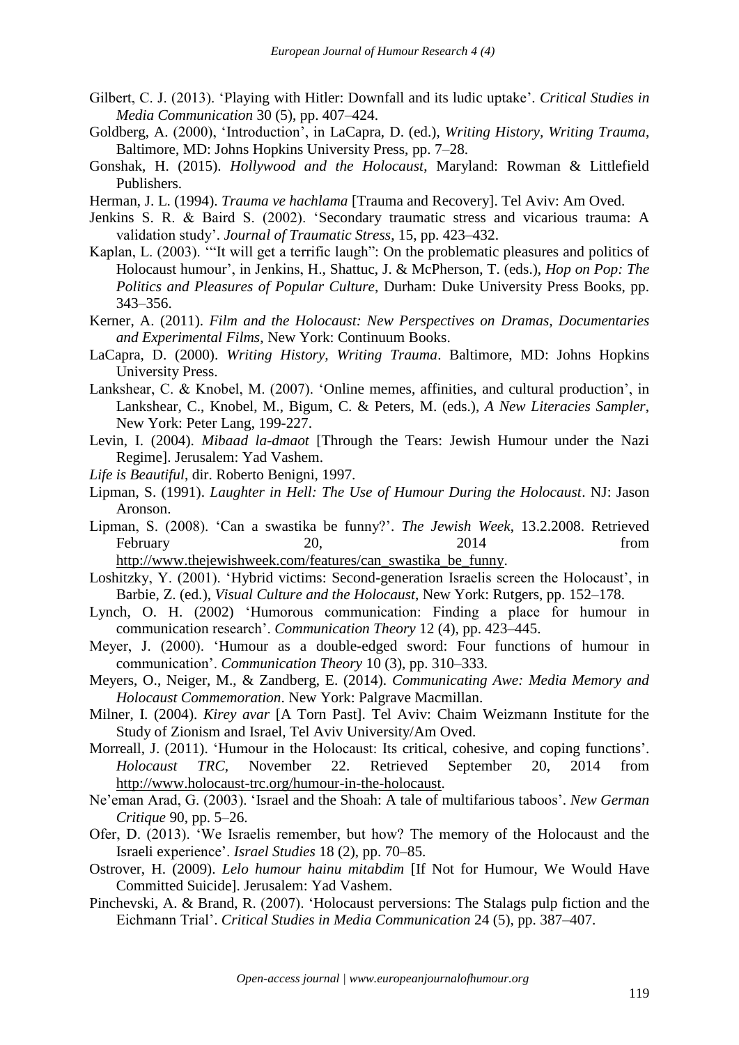Gilbert, C. J. (2013). 'Playing with Hitler: Downfall and its ludic uptake'. *Critical Studies in Media Communication* 30 (5), pp. 407–424.

Goldberg, A. (2000), 'Introduction', in LaCapra, D. (ed.), *Writing History, Writing Trauma*, Baltimore, MD: Johns Hopkins University Press, pp. 7–28.

Gonshak, H. (2015). *Hollywood and the Holocaust*, Maryland: Rowman & Littlefield Publishers.

Herman, J. L. (1994). *Trauma ve hachlama* [Trauma and Recovery]. Tel Aviv: Am Oved.

Jenkins S. R. & Baird S. (2002). 'Secondary traumatic stress and vicarious trauma: A validation study'. *Journal of Traumatic Stress*, 15, pp. 423–432.

Kaplan, L. (2003). '"It will get a terrific laugh": On the problematic pleasures and politics of Holocaust humour', in Jenkins, H., Shattuc, J. & McPherson, T. (eds.), *Hop on Pop: The Politics and Pleasures of Popular Culture*, Durham: Duke University Press Books, pp. 343–356.

Kerner, A. (2011). *Film and the Holocaust: New Perspectives on Dramas, Documentaries and Experimental Films*, New York: Continuum Books.

LaCapra, D. (2000). *Writing History, Writing Trauma*. Baltimore, MD: Johns Hopkins University Press.

Lankshear, C. & Knobel, M. (2007). 'Online memes, affinities, and cultural production', in Lankshear, C., Knobel, M., Bigum, C. & Peters, M. (eds.), *A New Literacies Sampler*, New York: Peter Lang, 199-227.

Levin, I. (2004). *Mibaad la-dmaot* [Through the Tears: Jewish Humour under the Nazi Regime]. Jerusalem: Yad Vashem.

*Life is Beautiful*, dir. Roberto Benigni, 1997.

Lipman, S. (1991). *Laughter in Hell: The Use of Humour During the Holocaust*. NJ: Jason Aronson.

Lipman, S. (2008). 'Can a swastika be funny?'. *The Jewish Week*, 13.2.2008. Retrieved February 20, 2014 from http://www.thejewishweek.com/features/can_swastika_be_funny.

Loshitzky, Y. (2001). 'Hybrid victims: Second-generation Israelis screen the Holocaust', in Barbie, Z. (ed.), *Visual Culture and the Holocaust*, New York: Rutgers, pp. 152–178.

Lynch, O. H. (2002) 'Humorous communication: Finding a place for humour in communication research'. *Communication Theory* 12 (4), pp. 423–445.

Meyer, J. (2000). 'Humour as a double-edged sword: Four functions of humour in communication'. *Communication Theory* 10 (3), pp. 310–333.

Meyers, O., Neiger, M., & Zandberg, E. (2014). *Communicating Awe: Media Memory and Holocaust Commemoration*. New York: Palgrave Macmillan.

Milner, I. (2004). *Kirey avar* [A Torn Past]. Tel Aviv: Chaim Weizmann Institute for the Study of Zionism and Israel, Tel Aviv University/Am Oved.

Morreall, J. (2011). 'Humour in the Holocaust: Its critical, cohesive, and coping functions'. *Holocaust TRC*, November 22. Retrieved September 20, 2014 from http://www.holocaust-trc.org/humour-in-the-holocaust.

Ne'eman Arad, G. (2003). 'Israel and the Shoah: A tale of multifarious taboos'. *New German Critique* 90, pp. 5–26.

Ofer, D. (2013). 'We Israelis remember, but how? The memory of the Holocaust and the Israeli experience'. *Israel Studies* 18 (2), pp. 70–85.

Ostrover, H. (2009). *Lelo humour hainu mitabdim* [If Not for Humour, We Would Have Committed Suicide]. Jerusalem: Yad Vashem.

Pinchevski, A. & Brand, R. (2007). 'Holocaust perversions: The Stalags pulp fiction and the Eichmann Trial'. *Critical Studies in Media Communication* 24 (5), pp. 387–407.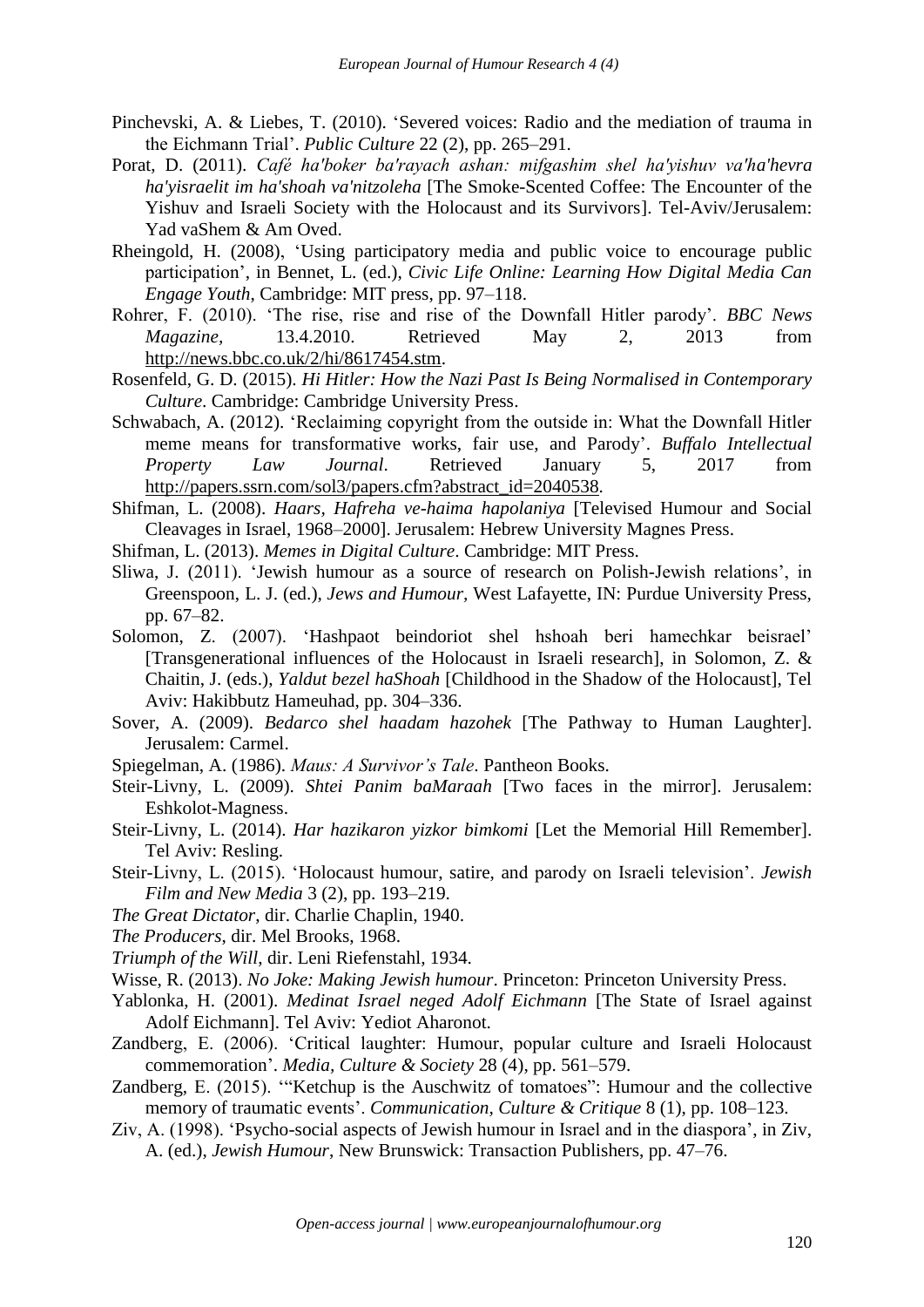Pinchevski, A. & Liebes, T. (2010). 'Severed voices: Radio and the mediation of trauma in the Eichmann Trial'. *Public Culture* 22 (2), pp. 265–291.

Porat, D. (2011). *Café ha'boker ba'rayach ashan: mifgashim shel ha'yishuv va'ha'hevra ha'yisraelit im ha'shoah va'nitzoleha* [The Smoke-Scented Coffee: The Encounter of the Yishuv and Israeli Society with the Holocaust and its Survivors]. Tel-Aviv/Jerusalem: Yad vaShem & Am Oved.

Rheingold, H. (2008), 'Using participatory media and public voice to encourage public participation', in Bennet, L. (ed.), *Civic Life Online: Learning How Digital Media Can Engage Youth*, Cambridge: MIT press, pp. 97–118.

Rohrer, F. (2010). 'The rise, rise and rise of the Downfall Hitler parody'. *BBC News Magazine*, 13.4.2010. Retrieved May 2, 2013 from http://news.bbc.co.uk/2/hi/8617454.stm.

Rosenfeld, G. D. (2015). *Hi Hitler: How the Nazi Past Is Being Normalised in Contemporary Culture*. Cambridge: Cambridge University Press.

Schwabach, A. (2012). 'Reclaiming copyright from the outside in: What the Downfall Hitler meme means for transformative works, fair use, and Parody'. *Buffalo Intellectual Property Law Journal*. Retrieved January 5, 2017 from http://papers.ssrn.com/sol3/papers.cfm?abstract_id=2040538.

Shifman, L. (2008). *Haars, Hafreha ve-haima hapolaniya* [Televised Humour and Social Cleavages in Israel, 1968–2000]. Jerusalem: Hebrew University Magnes Press.

Shifman, L. (2013). *Memes in Digital Culture*. Cambridge: MIT Press.

Sliwa, J. (2011). 'Jewish humour as a source of research on Polish-Jewish relations', in Greenspoon, L. J. (ed.), *Jews and Humour*, West Lafayette, IN: Purdue University Press, pp. 67–82.

Solomon, Z. (2007). 'Hashpaot beindoriot shel hshoah beri hamechkar beisrael' [Transgenerational influences of the Holocaust in Israeli research], in Solomon, Z. & Chaitin, J. (eds.), *Yaldut bezel haShoah* [Childhood in the Shadow of the Holocaust], Tel Aviv: Hakibbutz Hameuhad, pp. 304–336.

Sover, A. (2009). *Bedarco shel haadam hazohek* [The Pathway to Human Laughter]. Jerusalem: Carmel.

Spiegelman, A. (1986). *Maus: A Survivor's Tale*. Pantheon Books.

Steir-Livny, L. (2009). *Shtei Panim baMaraah* [Two faces in the mirror]. Jerusalem: Eshkolot-Magness.

Steir-Livny, L. (2014). *Har hazikaron yizkor bimkomi* [Let the Memorial Hill Remember]. Tel Aviv: Resling.

Steir-Livny, L. (2015). 'Holocaust humour, satire, and parody on Israeli television'. *Jewish Film and New Media* 3 (2), pp. 193–219.

*The Great Dictator*, dir. Charlie Chaplin, 1940.

*The Producers*, dir. Mel Brooks, 1968.

*Triumph of the Will*, dir. Leni Riefenstahl, 1934.

Wisse, R. (2013). *No Joke: Making Jewish humour*. Princeton: Princeton University Press.

Yablonka, H. (2001). *Medinat Israel neged Adolf Eichmann* [The State of Israel against Adolf Eichmann]. Tel Aviv: Yediot Aharonot.

Zandberg, E. (2006). 'Critical laughter: Humour, popular culture and Israeli Holocaust commemoration'. *Media, Culture & Society* 28 (4), pp. 561–579.

Zandberg, E. (2015). '"Ketchup is the Auschwitz of tomatoes": Humour and the collective memory of traumatic events'. *Communication, Culture & Critique* 8 (1), pp. 108–123.

Ziv, A. (1998). 'Psycho-social aspects of Jewish humour in Israel and in the diaspora', in Ziv, A. (ed.), *Jewish Humour*, New Brunswick: Transaction Publishers, pp. 47–76.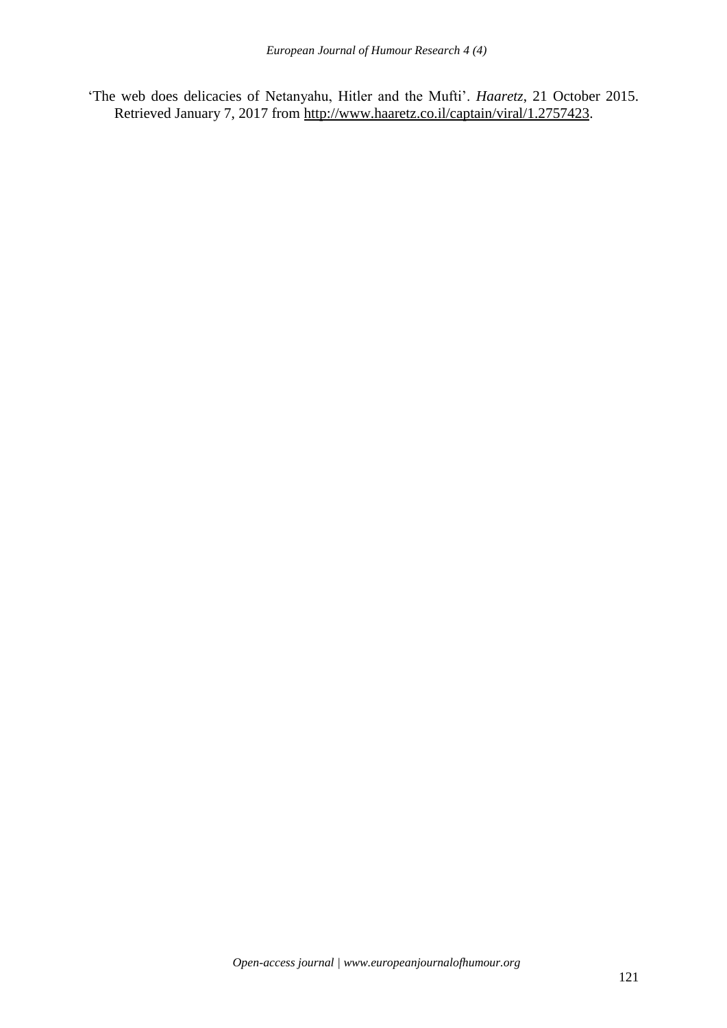'The web does delicacies of Netanyahu, Hitler and the Mufti'. *Haaretz*, 21 October 2015. Retrieved January 7, 2017 from http://www.haaretz.co.il/captain/viral/1.2757423.